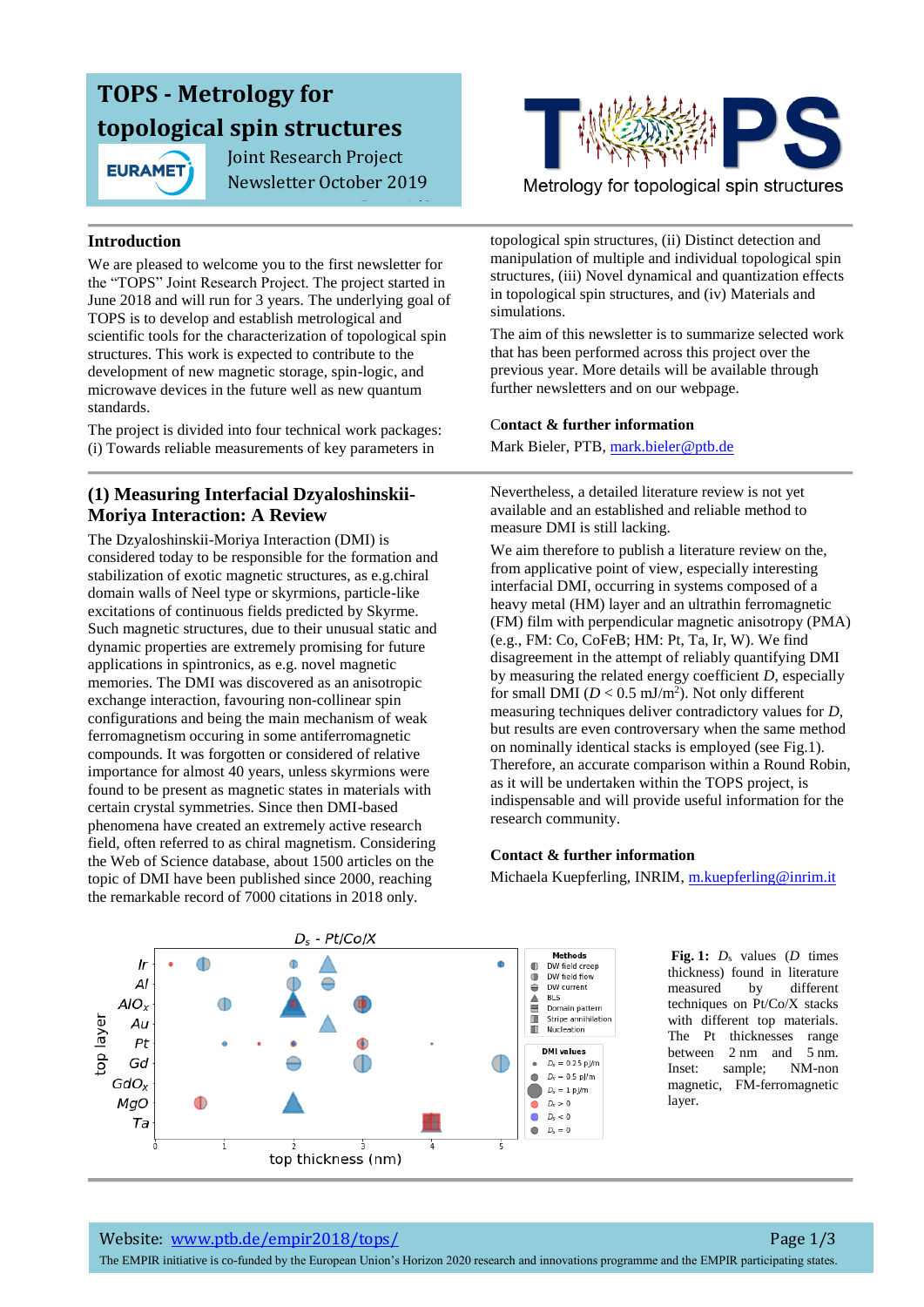# TOPS - Metrology for topological spin structures

Joint Research Project
Newsletter October 2019

Metrology for topological spin structures

## Introduction

We are pleased to welcome you to the first newsletter for the "TOPS" Joint Research Project. The project started in June 2018 and will run for 3 years. The underlying goal of TOPS is to develop and establish metrological and scientific tools for the characterization of topological spin structures. This work is expected to contribute to the development of new magnetic storage, spin-logic, and microwave devices in the future well as new quantum standards.

The project is divided into four technical work packages: (i) Towards reliable measurements of key parameters in topological spin structures, (ii) Distinct detection and manipulation of multiple and individual topological spin structures, (iii) Novel dynamical and quantization effects in topological spin structures, and (iv) Materials and simulations.

The aim of this newsletter is to summarize selected work that has been performed across this project over the previous year. More details will be available through further newsletters and on our webpage.

**Contact & further information**

Mark Bieler, PTB, mark.bieler@ptb.de

## (1) Measuring Interfacial Dzyaloshinskii-Moriya Interaction: A Review

The Dzyaloshinskii-Moriya Interaction (DMI) is considered today to be responsible for the formation and stabilization of exotic magnetic structures, as e.g.chiral domain walls of Neel type or skyrmions, particle-like excitations of continuous fields predicted by Skyrme. Such magnetic structures, due to their unusual static and dynamic properties are extremely promising for future applications in spintronics, as e.g. novel magnetic memories. The DMI was discovered as an anisotropic exchange interaction, favouring non-collinear spin configurations and being the main mechanism of weak ferromagnetism occuring in some antiferromagnetic compounds. It was forgotten or considered of relative importance for almost 40 years, unless skyrmions were found to be present as magnetic states in materials with certain crystal symmetries. Since then DMI-based phenomena have created an extremely active research field, often referred to as chiral magnetism. Considering the Web of Science database, about 1500 articles on the topic of DMI have been published since 2000, reaching the remarkable record of 7000 citations in 2018 only.

Nevertheless, a detailed literature review is not yet available and an established and reliable method to measure DMI is still lacking.

We aim therefore to publish a literature review on the, from applicative point of view, especially interesting interfacial DMI, occurring in systems composed of a heavy metal (HM) layer and an ultrathin ferromagnetic (FM) film with perpendicular magnetic anisotropy (PMA) (e.g., FM: Co, CoFeB; HM: Pt, Ta, Ir, W). We find disagreement in the attempt of reliably quantifying DMI by measuring the related energy coefficient $D$, especially for small DMI ($D < 0.5$ mJ/m$^2$). Not only different measuring techniques deliver contradictory values for $D$, but results are even controversary when the same method on nominally identical stacks is employed (see Fig.1). Therefore, an accurate comparison within a Round Robin, as it will be undertaken within the TOPS project, is indispensable and will provide useful information for the research community.

**Contact & further information**

Michaela Kuepferling, INRIM, m.kuepferling@inrim.it

**Fig. 1:** $D_s$ values ($D$ times thickness) found in literature measured by different techniques on Pt/Co/X stacks with different top materials. The Pt thicknesses range between 2 nm and 5 nm. Inset: sample; NM-non magnetic, FM-ferromagnetic layer.

Website: www.ptb.de/empir2018/tops/

The EMPIR initiative is co-funded by the European Union's Horizon 2020 research and innovations programme and the EMPIR participating states.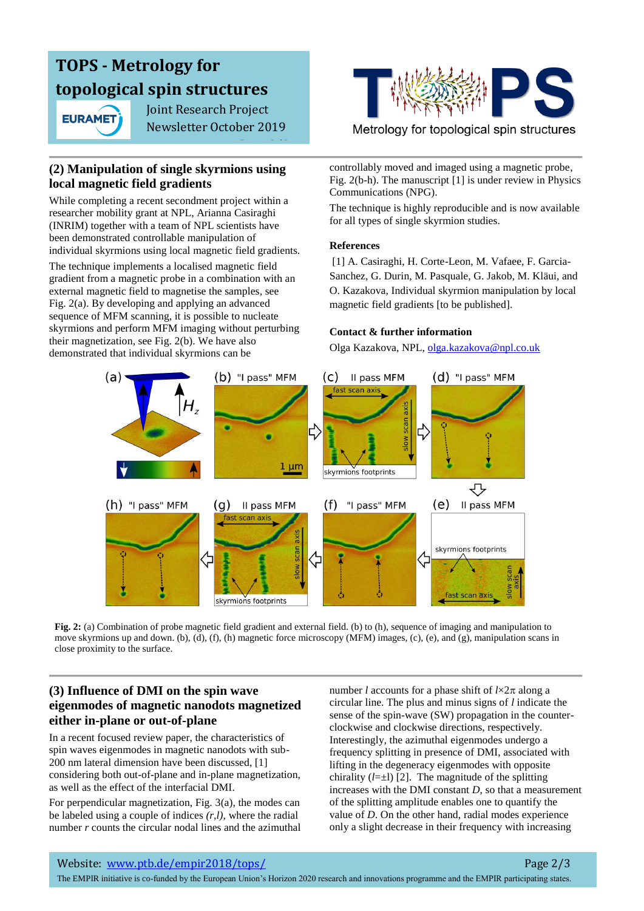# TOPS - Metrology for topological spin structures

Joint Research Project
Newsletter October 2019

Metrology for topological spin structures

## (2) Manipulation of single skyrmions using local magnetic field gradients

While completing a recent secondment project within a researcher mobility grant at NPL, Arianna Casiraghi (INRIM) together with a team of NPL scientists have been demonstrated controllable manipulation of individual skyrmions using local magnetic field gradients.

The technique implements a localised magnetic field gradient from a magnetic probe in a combination with an external magnetic field to magnetise the samples, see Fig. 2(a). By developing and applying an advanced sequence of MFM scanning, it is possible to nucleate skyrmions and perform MFM imaging without perturbing their magnetization, see Fig. 2(b). We have also demonstrated that individual skyrmions can be controllably moved and imaged using a magnetic probe, Fig. 2(b-h). The manuscript [1] is under review in Physics Communications (NPG).

The technique is highly reproducible and is now available for all types of single skyrmion studies.

**References**

[1] A. Casiraghi, H. Corte-Leon, M. Vafaee, F. Garcia-Sanchez, G. Durin, M. Pasquale, G. Jakob, M. Kläui, and O. Kazakova, Individual skyrmion manipulation by local magnetic field gradients [to be published].

**Contact & further information**

Olga Kazakova, NPL, olga.kazakova@npl.co.uk

**Fig. 2:** (a) Combination of probe magnetic field gradient and external field. (b) to (h), sequence of imaging and manipulation to move skyrmions up and down. (b), (d), (f), (h) magnetic force microscopy (MFM) images, (c), (e), and (g), manipulation scans in close proximity to the surface.

## (3) Influence of DMI on the spin wave eigenmodes of magnetic nanodots magnetized either in-plane or out-of-plane

In a recent focused review paper, the characteristics of spin waves eigenmodes in magnetic nanodots with sub-200 nm lateral dimension have been discussed, [1] considering both out-of-plane and in-plane magnetization, as well as the effect of the interfacial DMI.

For perpendicular magnetization, Fig. 3(a), the modes can be labeled using a couple of indices *(r,l),* where the radial number *r* counts the circular nodal lines and the azimuthal number *l* accounts for a phase shift of $l \times 2\pi$ along a circular line. The plus and minus signs of *l* indicate the sense of the spin-wave (SW) propagation in the counter-clockwise and clockwise directions, respectively. Interestingly, the azimuthal eigenmodes undergo a frequency splitting in presence of DMI, associated with lifting in the degeneracy eigenmodes with opposite chirality ($l=\pm l$) [2]. The magnitude of the splitting increases with the DMI constant *D*, so that a measurement of the splitting amplitude enables one to quantify the value of *D*. On the other hand, radial modes experience only a slight decrease in their frequency with increasing

Website: www.ptb.de/empir2018/tops/

The EMPIR initiative is co-funded by the European Union's Horizon 2020 research and innovations programme and the EMPIR participating states.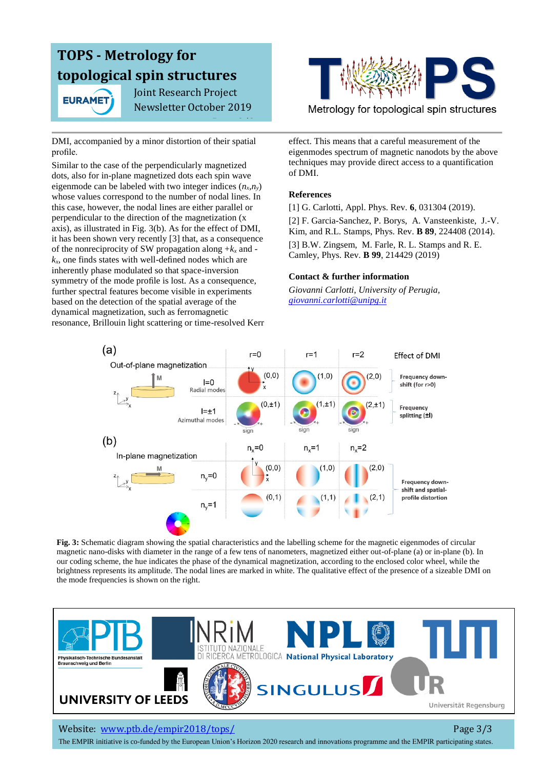# TOPS - Metrology for topological spin structures

Joint Research Project
Newsletter October 2019

DMI, accompanied by a minor distortion of their spatial profile.

Similar to the case of the perpendicularly magnetized dots, also for in-plane magnetized dots each spin wave eigenmode can be labeled with two integer indices ($n_x$,$n_y$) whose values correspond to the number of nodal lines. In this case, however, the nodal lines are either parallel or perpendicular to the direction of the magnetization (x axis), as illustrated in Fig. 3(b). As for the effect of DMI, it has been shown very recently [3] that, as a consequence of the nonreciprocity of SW propagation along $+k_x$ and $-k_x$, one finds states with well-defined nodes which are inherently phase modulated so that space-inversion symmetry of the mode profile is lost. As a consequence, further spectral features become visible in experiments based on the detection of the spatial average of the dynamical magnetization, such as ferromagnetic resonance, Brillouin light scattering or time-resolved Kerr effect. This means that a careful measurement of the eigenmodes spectrum of magnetic nanodots by the above techniques may provide direct access to a quantification of DMI.

### References

[1] G. Carlotti, Appl. Phys. Rev. **6**, 031304 (2019).

[2] F. Garcia-Sanchez, P. Borys, A. Vansteenkiste, J.-V. Kim, and R.L. Stamps, Phys. Rev. **B 89**, 224408 (2014).

[3] B.W. Zingsem, M. Farle, R. L. Stamps and R. E. Camley, Phys. Rev. **B 99**, 214429 (2019)

### Contact & further information

*Giovanni Carlotti, University of Perugia,*
*giovanni.carlotti@unipg.it*

(a)
Out-of-plane magnetization
M
l=0
Radial modes
l=±1
Azimuthal modes
r=0
r=1
r=2
(0,0)
(1,0)
(2,0)
(0,±1)
(1,±1)
(2,±1)
sign
Effect of DMI
Frequency down-shift (for r>0)
Frequency splitting (±l)

(b)
In-plane magnetization
M
$n_y$=0
$n_y$=1
$n_x$=0
$n_x$=1
$n_x$=2
(0,0)
(1,0)
(2,0)
(0,1)
(1,1)
(2,1)
Frequency down-shift and spatial-profile distortion

**Fig. 3:** Schematic diagram showing the spatial characteristics and the labelling scheme for the magnetic eigenmodes of circular magnetic nano-disks with diameter in the range of a few tens of nanometers, magnetized either out-of-plane (a) or in-plane (b). In our coding scheme, the hue indicates the phase of the dynamical magnetization, according to the enclosed color wheel, while the brightness represents its amplitude. The nodal lines are marked in white. The qualitative effect of the presence of a sizeable DMI on the mode frequencies is shown on the right.

Physikalisch-Technische Bundesanstalt Braunschweig und Berlin
INRiM ISTITUTO NAZIONALE DI RICERCA METROLOGICA
NPL National Physical Laboratory
UNIVERSITY OF LEEDS
SINGULUS
Universität Regensburg

Website: www.ptb.de/empir2018/tops/

The EMPIR initiative is co-funded by the European Union's Horizon 2020 research and innovations programme and the EMPIR participating states.